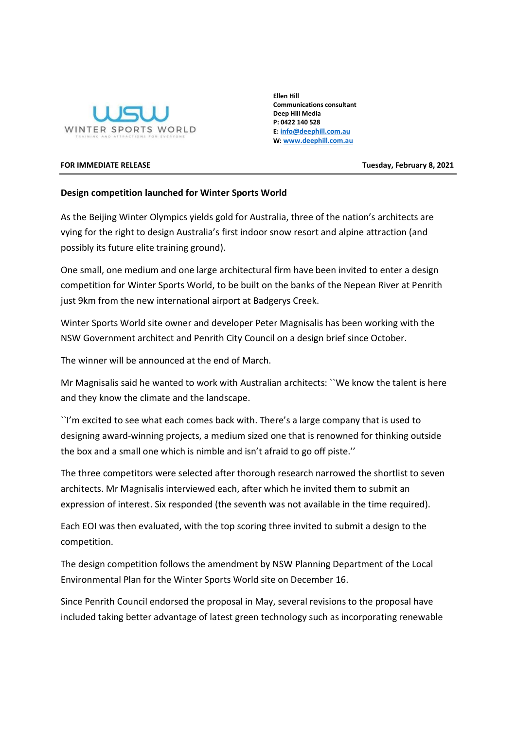WINTER SPORTS WORLD

TRAINING AND ATTRACTIONS FOR EVERYONE

**Ellen Hill**
**Communications consultant**
**Deep Hill Media**
**P: 0422 140 528**
**E: info@deephill.com.au**
**W: www.deephill.com.au**

**FOR IMMEDIATE RELEASE** **Tuesday, February 8, 2021**

**Design competition launched for Winter Sports World**

As the Beijing Winter Olympics yields gold for Australia, three of the nation's architects are vying for the right to design Australia's first indoor snow resort and alpine attraction (and possibly its future elite training ground).

One small, one medium and one large architectural firm have been invited to enter a design competition for Winter Sports World, to be built on the banks of the Nepean River at Penrith just 9km from the new international airport at Badgerys Creek.

Winter Sports World site owner and developer Peter Magnisalis has been working with the NSW Government architect and Penrith City Council on a design brief since October.

The winner will be announced at the end of March.

Mr Magnisalis said he wanted to work with Australian architects: ``We know the talent is here and they know the climate and the landscape.

``I'm excited to see what each comes back with. There's a large company that is used to designing award-winning projects, a medium sized one that is renowned for thinking outside the box and a small one which is nimble and isn't afraid to go off piste.''

The three competitors were selected after thorough research narrowed the shortlist to seven architects. Mr Magnisalis interviewed each, after which he invited them to submit an expression of interest. Six responded (the seventh was not available in the time required).

Each EOI was then evaluated, with the top scoring three invited to submit a design to the competition.

The design competition follows the amendment by NSW Planning Department of the Local Environmental Plan for the Winter Sports World site on December 16.

Since Penrith Council endorsed the proposal in May, several revisions to the proposal have included taking better advantage of latest green technology such as incorporating renewable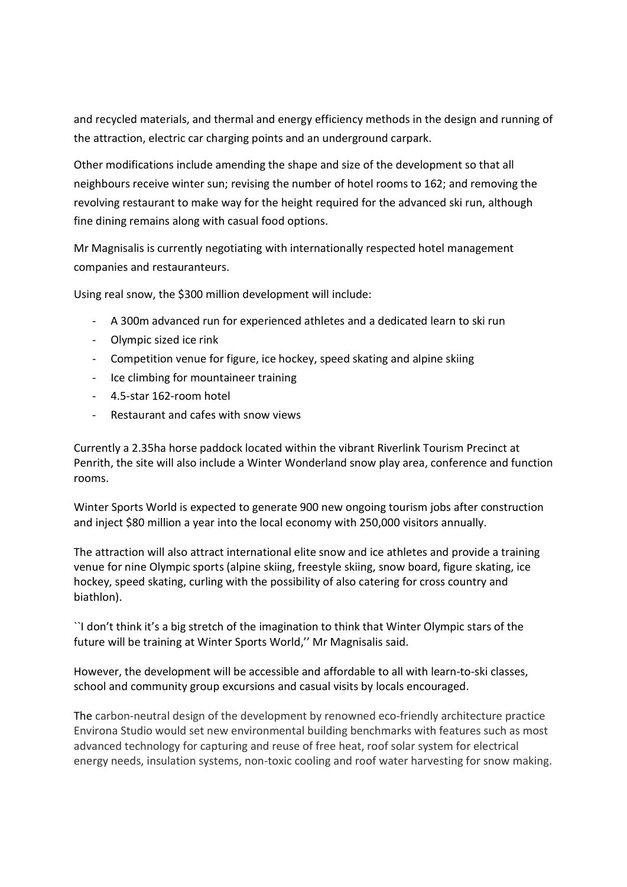and recycled materials, and thermal and energy efficiency methods in the design and running of the attraction, electric car charging points and an underground carpark.

Other modifications include amending the shape and size of the development so that all neighbours receive winter sun; revising the number of hotel rooms to 162; and removing the revolving restaurant to make way for the height required for the advanced ski run, although fine dining remains along with casual food options.

Mr Magnisalis is currently negotiating with internationally respected hotel management companies and restauranteurs.

Using real snow, the $300 million development will include:

- A 300m advanced run for experienced athletes and a dedicated learn to ski run
- Olympic sized ice rink
- Competition venue for figure, ice hockey, speed skating and alpine skiing
- Ice climbing for mountaineer training
- 4.5-star 162-room hotel
- Restaurant and cafes with snow views

Currently a 2.35ha horse paddock located within the vibrant Riverlink Tourism Precinct at Penrith, the site will also include a Winter Wonderland snow play area, conference and function rooms.

Winter Sports World is expected to generate 900 new ongoing tourism jobs after construction and inject $80 million a year into the local economy with 250,000 visitors annually.

The attraction will also attract international elite snow and ice athletes and provide a training venue for nine Olympic sports (alpine skiing, freestyle skiing, snow board, figure skating, ice hockey, speed skating, curling with the possibility of also catering for cross country and biathlon).

``I don't think it's a big stretch of the imagination to think that Winter Olympic stars of the future will be training at Winter Sports World,'' Mr Magnisalis said.

However, the development will be accessible and affordable to all with learn-to-ski classes, school and community group excursions and casual visits by locals encouraged.

The carbon-neutral design of the development by renowned eco-friendly architecture practice Environa Studio would set new environmental building benchmarks with features such as most advanced technology for capturing and reuse of free heat, roof solar system for electrical energy needs, insulation systems, non-toxic cooling and roof water harvesting for snow making.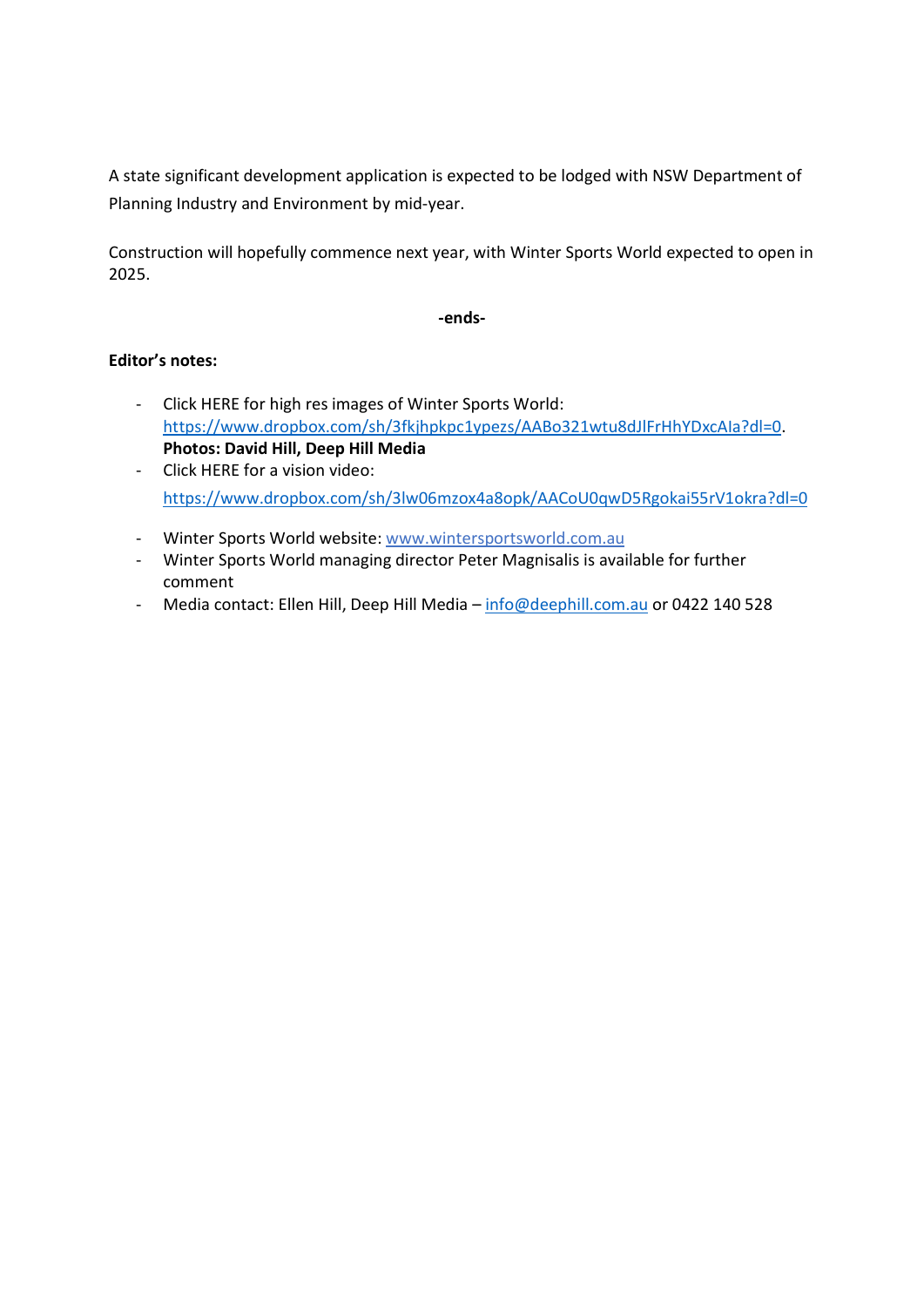A state significant development application is expected to be lodged with NSW Department of Planning Industry and Environment by mid-year.

Construction will hopefully commence next year, with Winter Sports World expected to open in 2025.

**-ends-**

**Editor's notes:**

- Click HERE for high res images of Winter Sports World: https://www.dropbox.com/sh/3fkjhpkpc1ypezs/AABo321wtu8dJlFrHhYDxcAIa?dl=0. **Photos: David Hill, Deep Hill Media**
- Click HERE for a vision video: https://www.dropbox.com/sh/3lw06mzox4a8opk/AACoU0qwD5Rgokai55rV1okra?dl=0
- Winter Sports World website: www.wintersportsworld.com.au
- Winter Sports World managing director Peter Magnisalis is available for further comment
- Media contact: Ellen Hill, Deep Hill Media – info@deephill.com.au or 0422 140 528